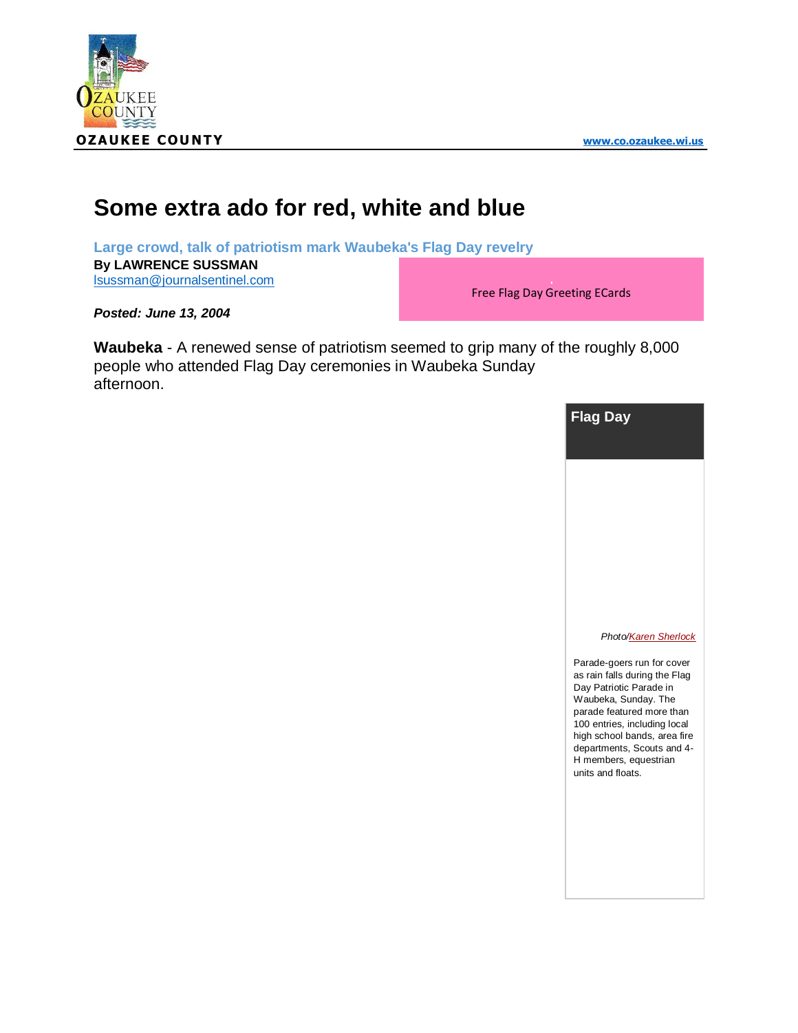OZAUKEE COUNTY

www.co.ozaukee.wi.us

# Some extra ado for red, white and blue

**Large crowd, talk of patriotism mark Waubeka's Flag Day revelry**

**By LAWRENCE SUSSMAN**
lsussman@journalsentinel.com

Free Flag Day Greeting ECards

***Posted: June 13, 2004***

**Waubeka** - A renewed sense of patriotism seemed to grip many of the roughly 8,000 people who attended Flag Day ceremonies in Waubeka Sunday afternoon.

**Flag Day**

*Photo/Karen Sherlock*

Parade-goers run for cover as rain falls during the Flag Day Patriotic Parade in Waubeka, Sunday. The parade featured more than 100 entries, including local high school bands, area fire departments, Scouts and 4-H members, equestrian units and floats.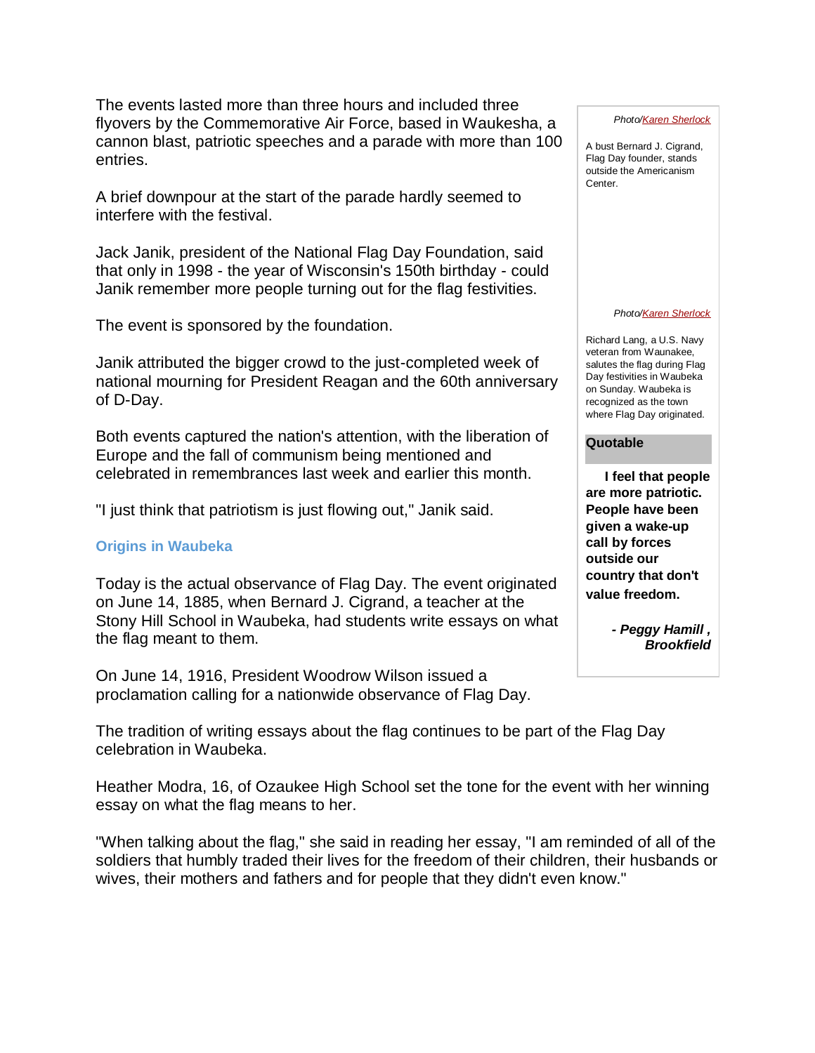The events lasted more than three hours and included three flyovers by the Commemorative Air Force, based in Waukesha, a cannon blast, patriotic speeches and a parade with more than 100 entries.

A brief downpour at the start of the parade hardly seemed to interfere with the festival.

Jack Janik, president of the National Flag Day Foundation, said that only in 1998 - the year of Wisconsin's 150th birthday - could Janik remember more people turning out for the flag festivities.

The event is sponsored by the foundation.

Janik attributed the bigger crowd to the just-completed week of national mourning for President Reagan and the 60th anniversary of D-Day.

Both events captured the nation's attention, with the liberation of Europe and the fall of communism being mentioned and celebrated in remembrances last week and earlier this month.

"I just think that patriotism is just flowing out," Janik said.

### Origins in Waubeka

Today is the actual observance of Flag Day. The event originated on June 14, 1885, when Bernard J. Cigrand, a teacher at the Stony Hill School in Waubeka, had students write essays on what the flag meant to them.

On June 14, 1916, President Woodrow Wilson issued a proclamation calling for a nationwide observance of Flag Day.

The tradition of writing essays about the flag continues to be part of the Flag Day celebration in Waubeka.

Heather Modra, 16, of Ozaukee High School set the tone for the event with her winning essay on what the flag means to her.

"When talking about the flag," she said in reading her essay, "I am reminded of all of the soldiers that humbly traded their lives for the freedom of their children, their husbands or wives, their mothers and fathers and for people that they didn't even know."

*Photo/Karen Sherlock*

A bust Bernard J. Cigrand, Flag Day founder, stands outside the Americanism Center.

*Photo/Karen Sherlock*

Richard Lang, a U.S. Navy veteran from Waunakee, salutes the flag during Flag Day festivities in Waubeka on Sunday. Waubeka is recognized as the town where Flag Day originated.

**Quotable**

**I feel that people are more patriotic. People have been given a wake-up call by forces outside our country that don't value freedom.**

***- Peggy Hamill , Brookfield***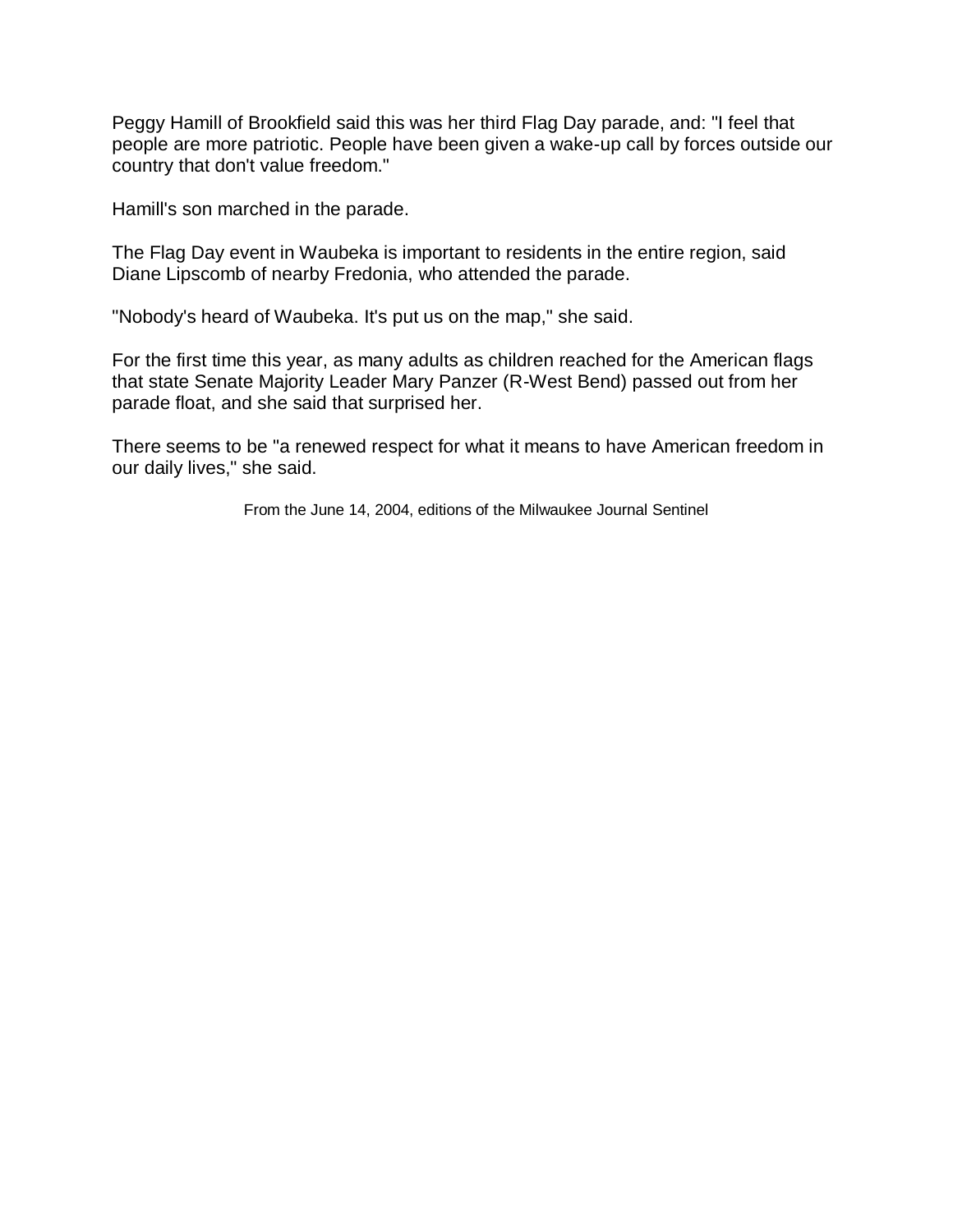Peggy Hamill of Brookfield said this was her third Flag Day parade, and: "I feel that people are more patriotic. People have been given a wake-up call by forces outside our country that don't value freedom."

Hamill's son marched in the parade.

The Flag Day event in Waubeka is important to residents in the entire region, said Diane Lipscomb of nearby Fredonia, who attended the parade.

"Nobody's heard of Waubeka. It's put us on the map," she said.

For the first time this year, as many adults as children reached for the American flags that state Senate Majority Leader Mary Panzer (R-West Bend) passed out from her parade float, and she said that surprised her.

There seems to be "a renewed respect for what it means to have American freedom in our daily lives," she said.

From the June 14, 2004, editions of the Milwaukee Journal Sentinel